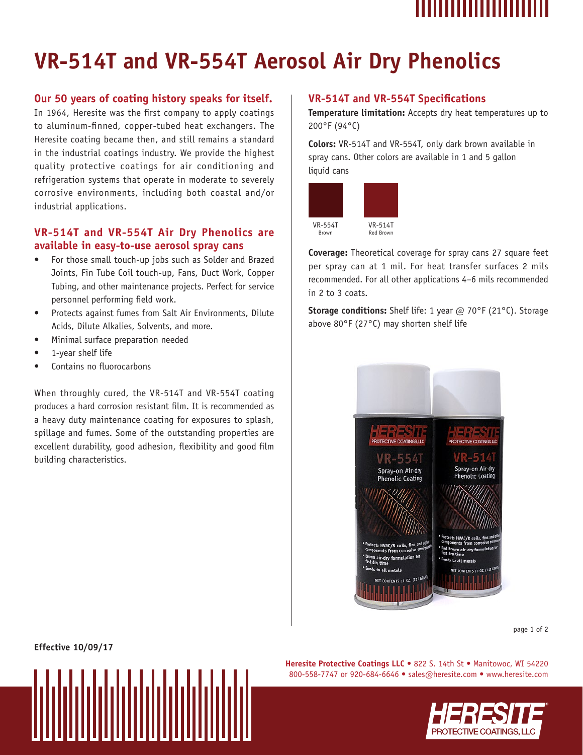# VR-514T and VR-554T Aerosol Air Dry Phenolics

## Our 50 years of coating history speaks for itself.

In 1964, Heresite was the first company to apply coatings to aluminum-finned, copper-tubed heat exchangers. The Heresite coating became then, and still remains a standard in the industrial coatings industry. We provide the highest quality protective coatings for air conditioning and refrigeration systems that operate in moderate to severely corrosive environments, including both coastal and/or industrial applications.

## VR-514T and VR-554T Air Dry Phenolics are available in easy-to-use aerosol spray cans

- For those small touch-up jobs such as Solder and Brazed Joints, Fin Tube Coil touch-up, Fans, Duct Work, Copper Tubing, and other maintenance projects. Perfect for service personnel performing field work.
- Protects against fumes from Salt Air Environments, Dilute Acids, Dilute Alkalies, Solvents, and more.
- Minimal surface preparation needed
- 1-year shelf life
- Contains no fluorocarbons

When throughly cured, the VR-514T and VR-554T coating produces a hard corrosion resistant film. It is recommended as a heavy duty maintenance coating for exposures to splash, spillage and fumes. Some of the outstanding properties are excellent durability, good adhesion, flexibility and good film building characteristics.

## VR-514T and VR-554T Specifications

**Temperature limitation:** Accepts dry heat temperatures up to 200°F (94°C)

**Colors:** VR-514T and VR-554T, only dark brown available in spray cans. Other colors are available in 1 and 5 gallon liquid cans

VR-554T
Brown

VR-514T
Red Brown

**Coverage:** Theoretical coverage for spray cans 27 square feet per spray can at 1 mil. For heat transfer surfaces 2 mils recommended. For all other applications 4–6 mils recommended in 2 to 3 coats.

**Storage conditions:** Shelf life: 1 year @ 70°F (21°C). Storage above 80°F (27°C) may shorten shelf life

**Effective 10/09/17**

**Heresite Protective Coatings LLC** • 822 S. 14th St • Manitowoc, WI 54220
800-558-7747 or 920-684-6646 • sales@heresite.com • www.heresite.com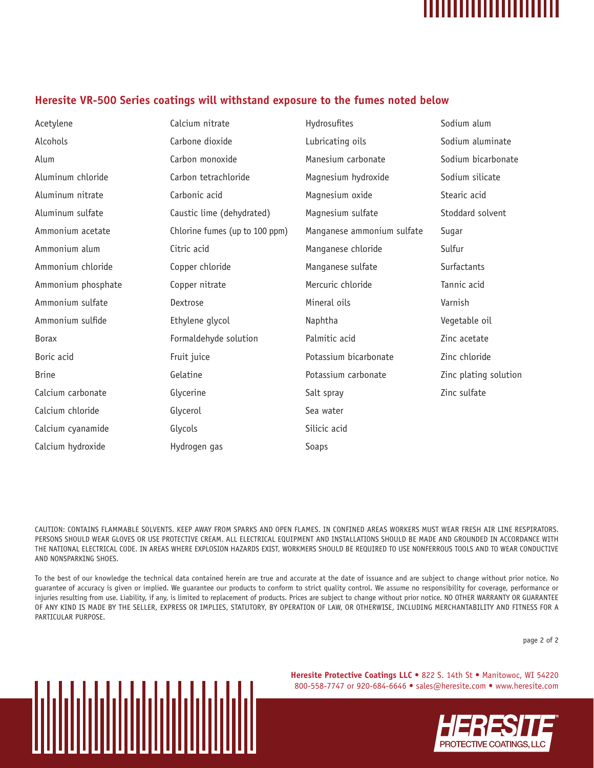## Heresite VR-500 Series coatings will withstand exposure to the fumes noted below

| | | | |
|---|---|---|---|
| Acetylene | Calcium nitrate | Hydrosufites | Sodium alum |
| Alcohols | Carbone dioxide | Lubricating oils | Sodium aluminate |
| Alum | Carbon monoxide | Manesium carbonate | Sodium bicarbonate |
| Aluminum chloride | Carbon tetrachloride | Magnesium hydroxide | Sodium silicate |
| Aluminum nitrate | Carbonic acid | Magnesium oxide | Stearic acid |
| Aluminum sulfate | Caustic lime (dehydrated) | Magnesium sulfate | Stoddard solvent |
| Ammonium acetate | Chlorine fumes (up to 100 ppm) | Manganese ammonium sulfate | Sugar |
| Ammonium alum | Citric acid | Manganese chloride | Sulfur |
| Ammonium chloride | Copper chloride | Manganese sulfate | Surfactants |
| Ammonium phosphate | Copper nitrate | Mercuric chloride | Tannic acid |
| Ammonium sulfate | Dextrose | Mineral oils | Varnish |
| Ammonium sulfide | Ethylene glycol | Naphtha | Vegetable oil |
| Borax | Formaldehyde solution | Palmitic acid | Zinc acetate |
| Boric acid | Fruit juice | Potassium bicarbonate | Zinc chloride |
| Brine | Gelatine | Potassium carbonate | Zinc plating solution |
| Calcium carbonate | Glycerine | Salt spray | Zinc sulfate |
| Calcium chloride | Glycerol | Sea water | |
| Calcium cyanamide | Glycols | Silicic acid | |
| Calcium hydroxide | Hydrogen gas | Soaps | |

CAUTION: CONTAINS FLAMMABLE SOLVENTS. KEEP AWAY FROM SPARKS AND OPEN FLAMES. IN CONFINED AREAS WORKERS MUST WEAR FRESH AIR LINE RESPIRATORS. PERSONS SHOULD WEAR GLOVES OR USE PROTECTIVE CREAM. ALL ELECTRICAL EQUIPMENT AND INSTALLATIONS SHOULD BE MADE AND GROUNDED IN ACCORDANCE WITH THE NATIONAL ELECTRICAL CODE. IN AREAS WHERE EXPLOSION HAZARDS EXIST, WORKMERS SHOULD BE REQUIRED TO USE NONFERROUS TOOLS AND TO WEAR CONDUCTIVE AND NONSPARKING SHOES.

To the best of our knowledge the technical data contained herein are true and accurate at the date of issuance and are subject to change without prior notice. No guarantee of accuracy is given or implied. We guarantee our products to conform to strict quality control. We assume no responsibility for coverage, performance or injuries resulting from use. Liability, if any, is limited to replacement of products. Prices are subject to change without prior notice. NO OTHER WARRANTY OR GUARANTEE OF ANY KIND IS MADE BY THE SELLER, EXPRESS OR IMPLIES, STATUTORY, BY OPERATION OF LAW, OR OTHERWISE, INCLUDING MERCHANTABILITY AND FITNESS FOR A PARTICULAR PURPOSE.

**Heresite Protective Coatings LLC** • 822 S. 14th St • Manitowoc, WI 54220
800-558-7747 or 920-684-6646 • sales@heresite.com • www.heresite.com

HERESITE® PROTECTIVE COATINGS, LLC